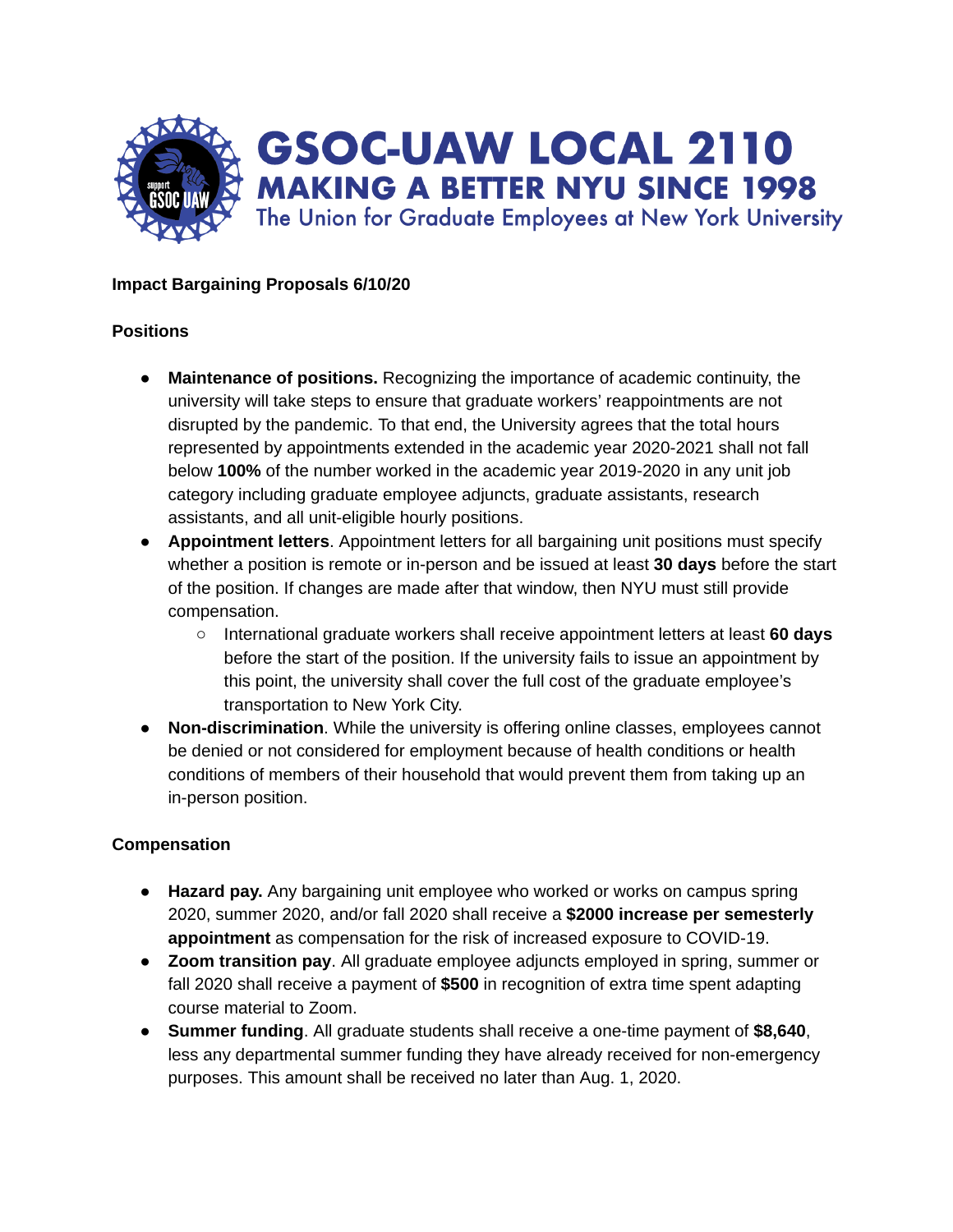# GSOC-UAW LOCAL 2110

## MAKING A BETTER NYU SINCE 1998

The Union for Graduate Employees at New York University

**Impact Bargaining Proposals 6/10/20**

**Positions**

- **Maintenance of positions.** Recognizing the importance of academic continuity, the university will take steps to ensure that graduate workers' reappointments are not disrupted by the pandemic. To that end, the University agrees that the total hours represented by appointments extended in the academic year 2020-2021 shall not fall below **100%** of the number worked in the academic year 2019-2020 in any unit job category including graduate employee adjuncts, graduate assistants, research assistants, and all unit-eligible hourly positions.
- **Appointment letters**. Appointment letters for all bargaining unit positions must specify whether a position is remote or in-person and be issued at least **30 days** before the start of the position. If changes are made after that window, then NYU must still provide compensation.
  - International graduate workers shall receive appointment letters at least **60 days** before the start of the position. If the university fails to issue an appointment by this point, the university shall cover the full cost of the graduate employee's transportation to New York City.
- **Non-discrimination**. While the university is offering online classes, employees cannot be denied or not considered for employment because of health conditions or health conditions of members of their household that would prevent them from taking up an in-person position.

**Compensation**

- **Hazard pay.** Any bargaining unit employee who worked or works on campus spring 2020, summer 2020, and/or fall 2020 shall receive a **$2000 increase per semesterly appointment** as compensation for the risk of increased exposure to COVID-19.
- **Zoom transition pay**. All graduate employee adjuncts employed in spring, summer or fall 2020 shall receive a payment of **$500** in recognition of extra time spent adapting course material to Zoom.
- **Summer funding**. All graduate students shall receive a one-time payment of **$8,640**, less any departmental summer funding they have already received for non-emergency purposes. This amount shall be received no later than Aug. 1, 2020.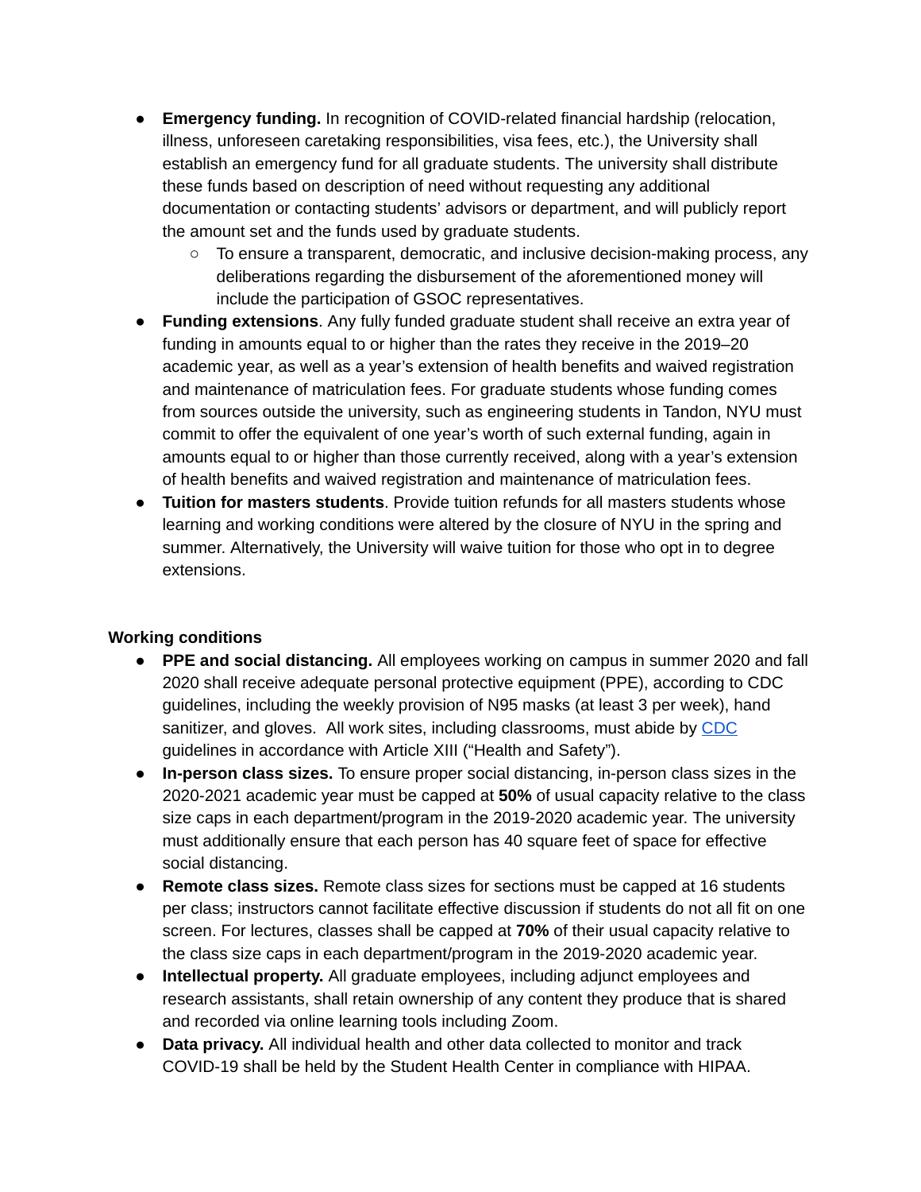- **Emergency funding.** In recognition of COVID-related financial hardship (relocation, illness, unforeseen caretaking responsibilities, visa fees, etc.), the University shall establish an emergency fund for all graduate students. The university shall distribute these funds based on description of need without requesting any additional documentation or contacting students' advisors or department, and will publicly report the amount set and the funds used by graduate students.
  - To ensure a transparent, democratic, and inclusive decision-making process, any deliberations regarding the disbursement of the aforementioned money will include the participation of GSOC representatives.
- **Funding extensions**. Any fully funded graduate student shall receive an extra year of funding in amounts equal to or higher than the rates they receive in the 2019–20 academic year, as well as a year's extension of health benefits and waived registration and maintenance of matriculation fees. For graduate students whose funding comes from sources outside the university, such as engineering students in Tandon, NYU must commit to offer the equivalent of one year's worth of such external funding, again in amounts equal to or higher than those currently received, along with a year's extension of health benefits and waived registration and maintenance of matriculation fees.
- **Tuition for masters students**. Provide tuition refunds for all masters students whose learning and working conditions were altered by the closure of NYU in the spring and summer. Alternatively, the University will waive tuition for those who opt in to degree extensions.

**Working conditions**

- **PPE and social distancing.** All employees working on campus in summer 2020 and fall 2020 shall receive adequate personal protective equipment (PPE), according to CDC guidelines, including the weekly provision of N95 masks (at least 3 per week), hand sanitizer, and gloves. All work sites, including classrooms, must abide by CDC guidelines in accordance with Article XIII ("Health and Safety").
- **In-person class sizes.** To ensure proper social distancing, in-person class sizes in the 2020-2021 academic year must be capped at **50%** of usual capacity relative to the class size caps in each department/program in the 2019-2020 academic year. The university must additionally ensure that each person has 40 square feet of space for effective social distancing.
- **Remote class sizes.** Remote class sizes for sections must be capped at 16 students per class; instructors cannot facilitate effective discussion if students do not all fit on one screen. For lectures, classes shall be capped at **70%** of their usual capacity relative to the class size caps in each department/program in the 2019-2020 academic year.
- **Intellectual property.** All graduate employees, including adjunct employees and research assistants, shall retain ownership of any content they produce that is shared and recorded via online learning tools including Zoom.
- **Data privacy.** All individual health and other data collected to monitor and track COVID-19 shall be held by the Student Health Center in compliance with HIPAA.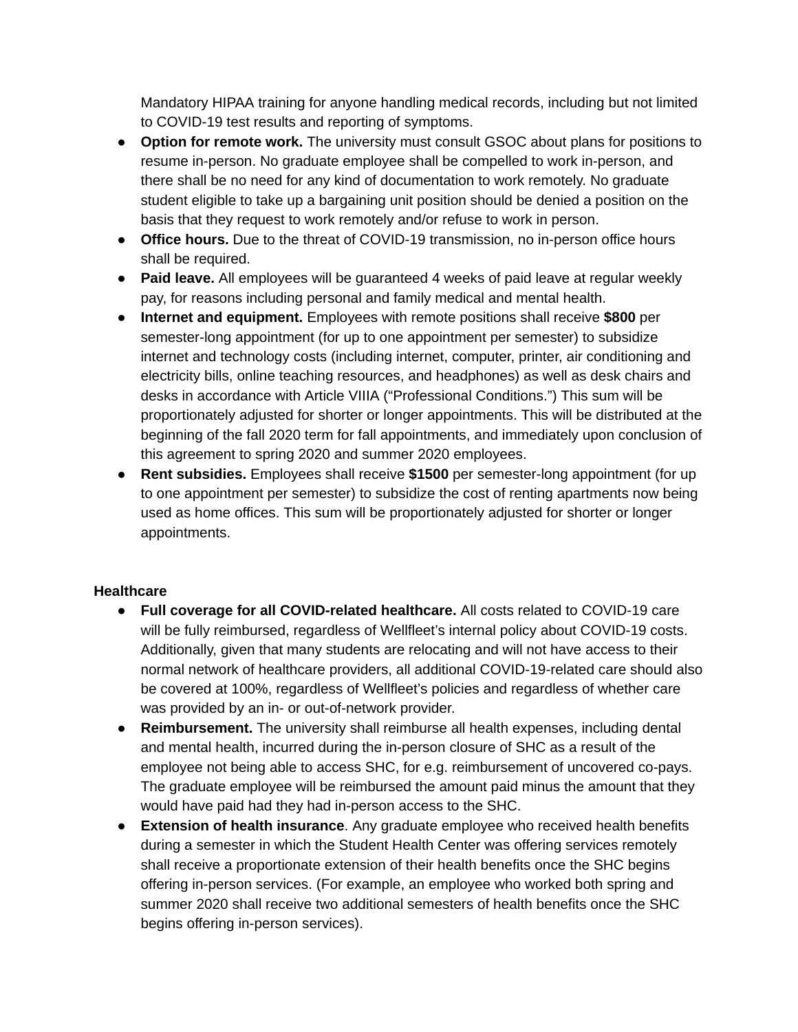Mandatory HIPAA training for anyone handling medical records, including but not limited to COVID-19 test results and reporting of symptoms.

- **Option for remote work.** The university must consult GSOC about plans for positions to resume in-person. No graduate employee shall be compelled to work in-person, and there shall be no need for any kind of documentation to work remotely. No graduate student eligible to take up a bargaining unit position should be denied a position on the basis that they request to work remotely and/or refuse to work in person.
- **Office hours.** Due to the threat of COVID-19 transmission, no in-person office hours shall be required.
- **Paid leave.** All employees will be guaranteed 4 weeks of paid leave at regular weekly pay, for reasons including personal and family medical and mental health.
- **Internet and equipment.** Employees with remote positions shall receive **$800** per semester-long appointment (for up to one appointment per semester) to subsidize internet and technology costs (including internet, computer, printer, air conditioning and electricity bills, online teaching resources, and headphones) as well as desk chairs and desks in accordance with Article VIIIA ("Professional Conditions.") This sum will be proportionately adjusted for shorter or longer appointments. This will be distributed at the beginning of the fall 2020 term for fall appointments, and immediately upon conclusion of this agreement to spring 2020 and summer 2020 employees.
- **Rent subsidies.** Employees shall receive **$1500** per semester-long appointment (for up to one appointment per semester) to subsidize the cost of renting apartments now being used as home offices. This sum will be proportionately adjusted for shorter or longer appointments.

**Healthcare**

- **Full coverage for all COVID-related healthcare.** All costs related to COVID-19 care will be fully reimbursed, regardless of Wellfleet's internal policy about COVID-19 costs. Additionally, given that many students are relocating and will not have access to their normal network of healthcare providers, all additional COVID-19-related care should also be covered at 100%, regardless of Wellfleet's policies and regardless of whether care was provided by an in- or out-of-network provider.
- **Reimbursement.** The university shall reimburse all health expenses, including dental and mental health, incurred during the in-person closure of SHC as a result of the employee not being able to access SHC, for e.g. reimbursement of uncovered co-pays. The graduate employee will be reimbursed the amount paid minus the amount that they would have paid had they had in-person access to the SHC.
- **Extension of health insurance**. Any graduate employee who received health benefits during a semester in which the Student Health Center was offering services remotely shall receive a proportionate extension of their health benefits once the SHC begins offering in-person services. (For example, an employee who worked both spring and summer 2020 shall receive two additional semesters of health benefits once the SHC begins offering in-person services).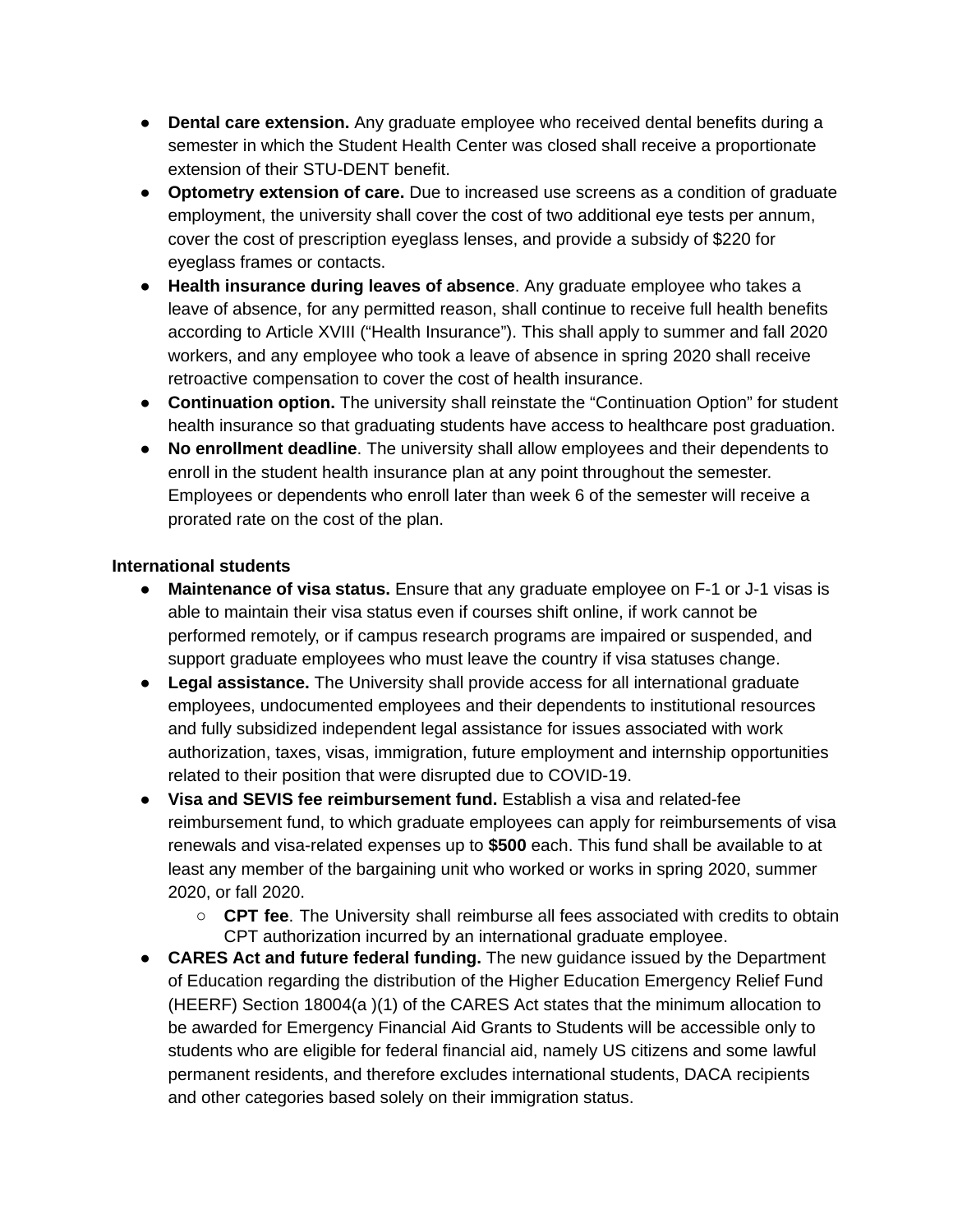- **Dental care extension.** Any graduate employee who received dental benefits during a semester in which the Student Health Center was closed shall receive a proportionate extension of their STU-DENT benefit.
- **Optometry extension of care.** Due to increased use screens as a condition of graduate employment, the university shall cover the cost of two additional eye tests per annum, cover the cost of prescription eyeglass lenses, and provide a subsidy of $220 for eyeglass frames or contacts.
- **Health insurance during leaves of absence**. Any graduate employee who takes a leave of absence, for any permitted reason, shall continue to receive full health benefits according to Article XVIII ("Health Insurance"). This shall apply to summer and fall 2020 workers, and any employee who took a leave of absence in spring 2020 shall receive retroactive compensation to cover the cost of health insurance.
- **Continuation option.** The university shall reinstate the "Continuation Option" for student health insurance so that graduating students have access to healthcare post graduation.
- **No enrollment deadline**. The university shall allow employees and their dependents to enroll in the student health insurance plan at any point throughout the semester. Employees or dependents who enroll later than week 6 of the semester will receive a prorated rate on the cost of the plan.

**International students**

- **Maintenance of visa status.** Ensure that any graduate employee on F-1 or J-1 visas is able to maintain their visa status even if courses shift online, if work cannot be performed remotely, or if campus research programs are impaired or suspended, and support graduate employees who must leave the country if visa statuses change.
- **Legal assistance.** The University shall provide access for all international graduate employees, undocumented employees and their dependents to institutional resources and fully subsidized independent legal assistance for issues associated with work authorization, taxes, visas, immigration, future employment and internship opportunities related to their position that were disrupted due to COVID-19.
- **Visa and SEVIS fee reimbursement fund.** Establish a visa and related-fee reimbursement fund, to which graduate employees can apply for reimbursements of visa renewals and visa-related expenses up to **$500** each. This fund shall be available to at least any member of the bargaining unit who worked or works in spring 2020, summer 2020, or fall 2020.
  - **CPT fee**. The University shall reimburse all fees associated with credits to obtain CPT authorization incurred by an international graduate employee.
- **CARES Act and future federal funding.** The new guidance issued by the Department of Education regarding the distribution of the Higher Education Emergency Relief Fund (HEERF) Section 18004(a )(1) of the CARES Act states that the minimum allocation to be awarded for Emergency Financial Aid Grants to Students will be accessible only to students who are eligible for federal financial aid, namely US citizens and some lawful permanent residents, and therefore excludes international students, DACA recipients and other categories based solely on their immigration status.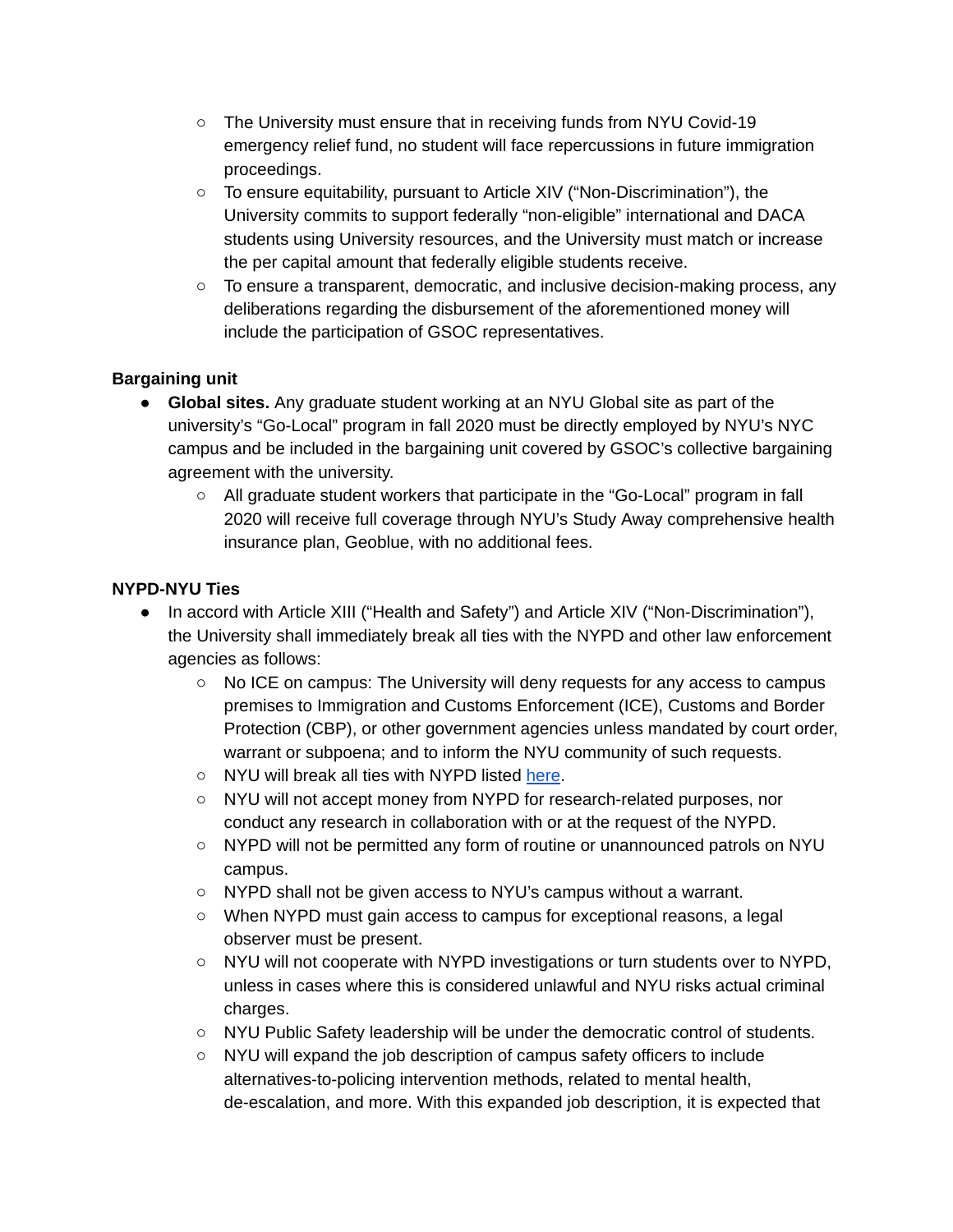- The University must ensure that in receiving funds from NYU Covid-19 emergency relief fund, no student will face repercussions in future immigration proceedings.
    - To ensure equitability, pursuant to Article XIV ("Non-Discrimination"), the University commits to support federally "non-eligible" international and DACA students using University resources, and the University must match or increase the per capital amount that federally eligible students receive.
    - To ensure a transparent, democratic, and inclusive decision-making process, any deliberations regarding the disbursement of the aforementioned money will include the participation of GSOC representatives.

**Bargaining unit**

- **Global sites.** Any graduate student working at an NYU Global site as part of the university's "Go-Local" program in fall 2020 must be directly employed by NYU's NYC campus and be included in the bargaining unit covered by GSOC's collective bargaining agreement with the university.
    - All graduate student workers that participate in the "Go-Local" program in fall 2020 will receive full coverage through NYU's Study Away comprehensive health insurance plan, Geoblue, with no additional fees.

**NYPD-NYU Ties**

- In accord with Article XIII ("Health and Safety") and Article XIV ("Non-Discrimination"), the University shall immediately break all ties with the NYPD and other law enforcement agencies as follows:
    - No ICE on campus: The University will deny requests for any access to campus premises to Immigration and Customs Enforcement (ICE), Customs and Border Protection (CBP), or other government agencies unless mandated by court order, warrant or subpoena; and to inform the NYU community of such requests.
    - NYU will break all ties with NYPD listed here.
    - NYU will not accept money from NYPD for research-related purposes, nor conduct any research in collaboration with or at the request of the NYPD.
    - NYPD will not be permitted any form of routine or unannounced patrols on NYU campus.
    - NYPD shall not be given access to NYU's campus without a warrant.
    - When NYPD must gain access to campus for exceptional reasons, a legal observer must be present.
    - NYU will not cooperate with NYPD investigations or turn students over to NYPD, unless in cases where this is considered unlawful and NYU risks actual criminal charges.
    - NYU Public Safety leadership will be under the democratic control of students.
    - NYU will expand the job description of campus safety officers to include alternatives-to-policing intervention methods, related to mental health, de-escalation, and more. With this expanded job description, it is expected that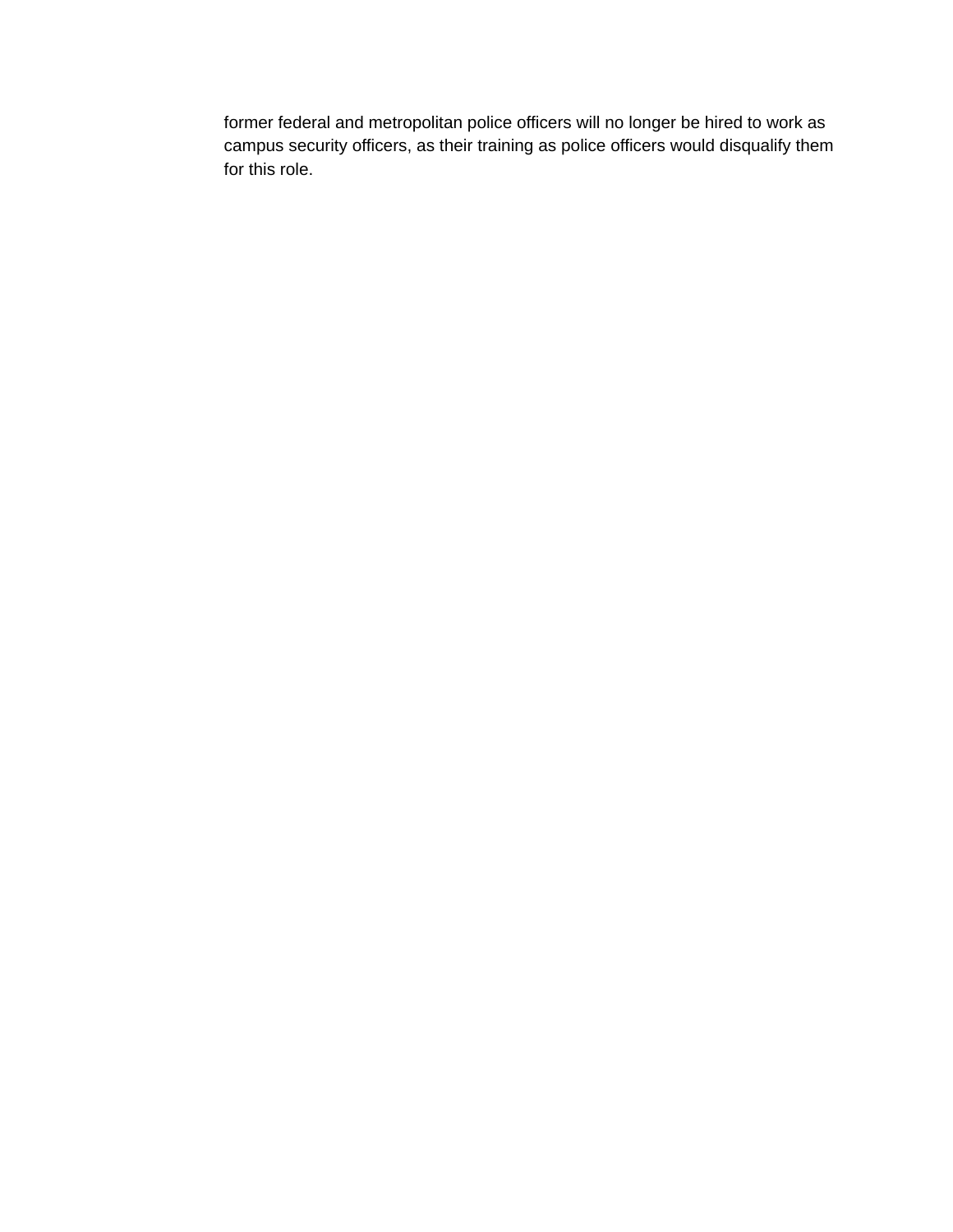former federal and metropolitan police officers will no longer be hired to work as campus security officers, as their training as police officers would disqualify them for this role.